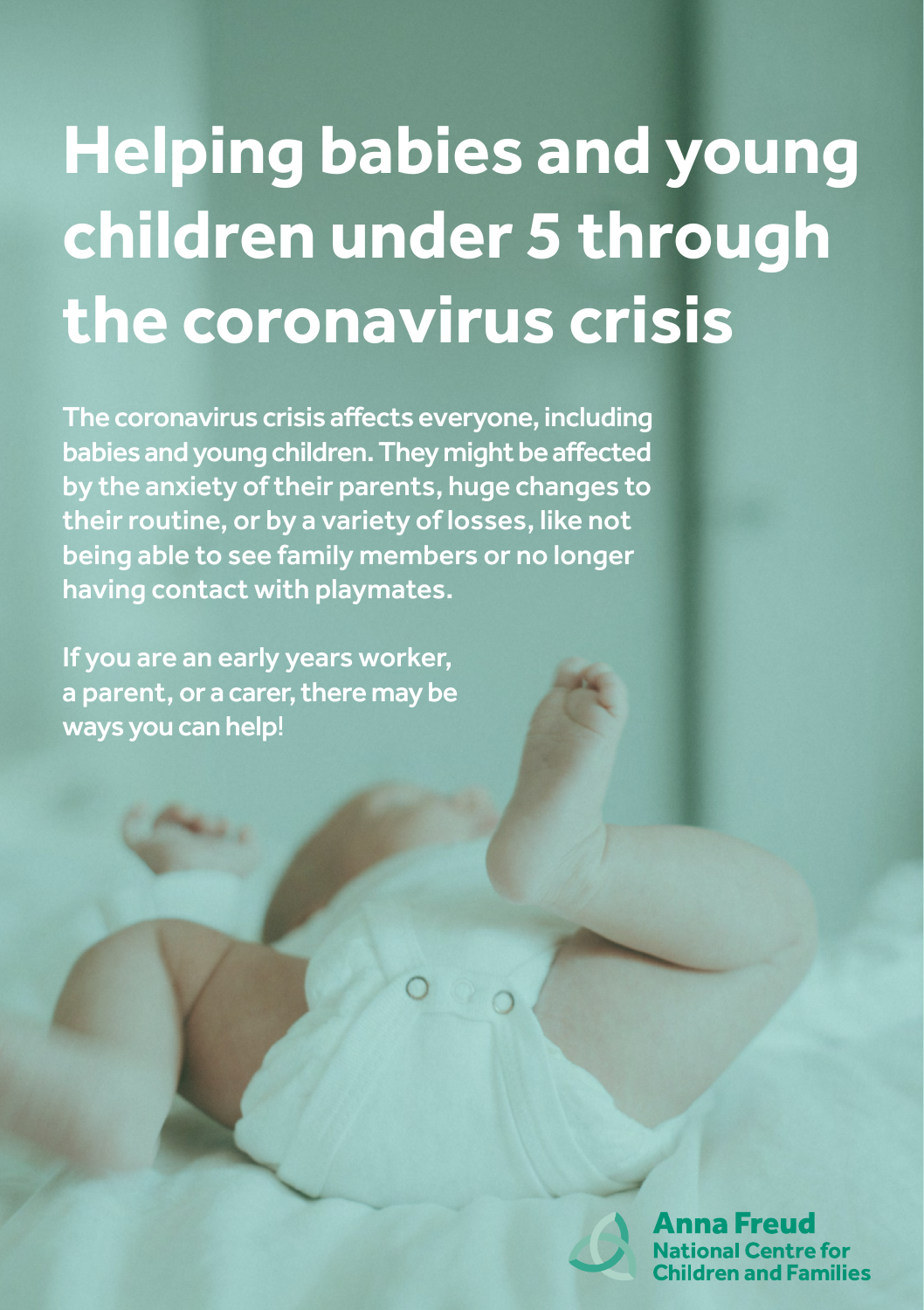# Helping babies and young children under 5 through the coronavirus crisis

**The coronavirus crisis affects everyone, including babies and young children. They might be affected by the anxiety of their parents, huge changes to their routine, or by a variety of losses, like not being able to see family members or no longer having contact with playmates.**

**If you are an early years worker, a parent, or a carer, there may be ways you can help!**

Anna Freud National Centre for Children and Families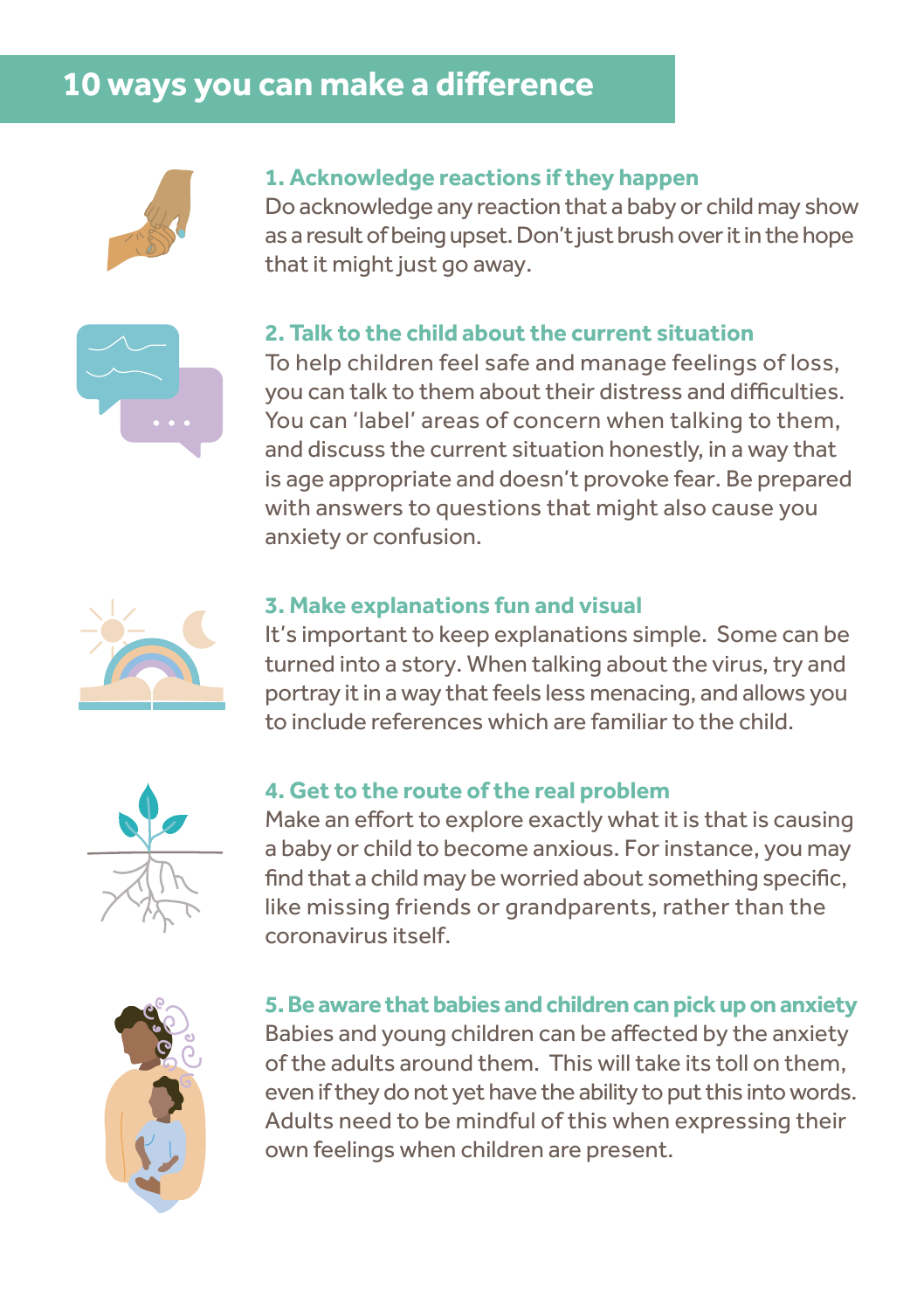## 10 ways you can make a difference

### 1. Acknowledge reactions if they happen

Do acknowledge any reaction that a baby or child may show as a result of being upset. Don't just brush over it in the hope that it might just go away.

### 2. Talk to the child about the current situation

To help children feel safe and manage feelings of loss, you can talk to them about their distress and difficulties. You can 'label' areas of concern when talking to them, and discuss the current situation honestly, in a way that is age appropriate and doesn't provoke fear. Be prepared with answers to questions that might also cause you anxiety or confusion.

### 3. Make explanations fun and visual

It's important to keep explanations simple. Some can be turned into a story. When talking about the virus, try and portray it in a way that feels less menacing, and allows you to include references which are familiar to the child.

### 4. Get to the route of the real problem

Make an effort to explore exactly what it is that is causing a baby or child to become anxious. For instance, you may find that a child may be worried about something specific, like missing friends or grandparents, rather than the coronavirus itself.

### 5. Be aware that babies and children can pick up on anxiety

Babies and young children can be affected by the anxiety of the adults around them. This will take its toll on them, even if they do not yet have the ability to put this into words. Adults need to be mindful of this when expressing their own feelings when children are present.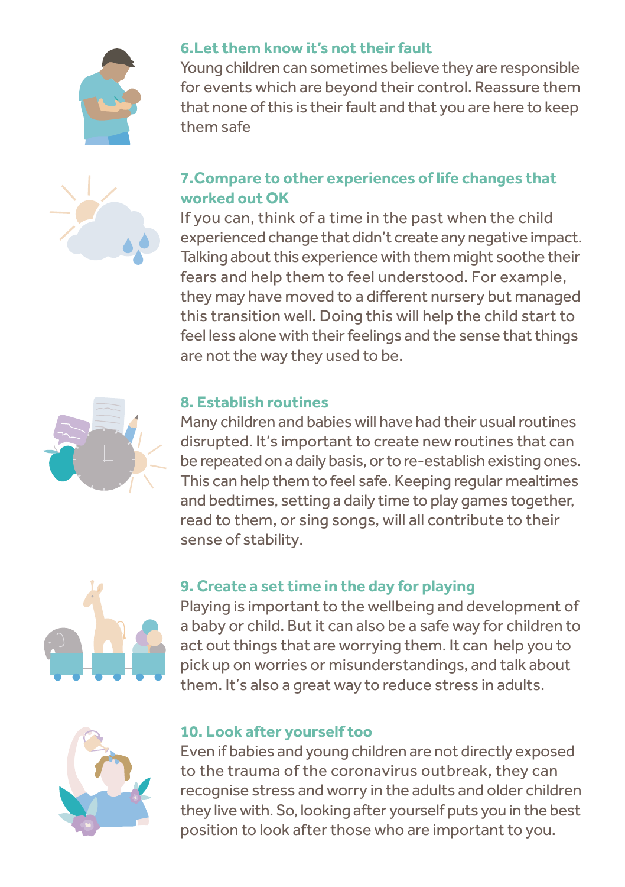### 6.Let them know it's not their fault

Young children can sometimes believe they are responsible for events which are beyond their control. Reassure them that none of this is their fault and that you are here to keep them safe

### 7.Compare to other experiences of life changes that worked out OK

If you can, think of a time in the past when the child experienced change that didn't create any negative impact. Talking about this experience with them might soothe their fears and help them to feel understood. For example, they may have moved to a different nursery but managed this transition well. Doing this will help the child start to feel less alone with their feelings and the sense that things are not the way they used to be.

### 8. Establish routines

Many children and babies will have had their usual routines disrupted. It's important to create new routines that can be repeated on a daily basis, or to re-establish existing ones. This can help them to feel safe. Keeping regular mealtimes and bedtimes, setting a daily time to play games together, read to them, or sing songs, will all contribute to their sense of stability.

### 9. Create a set time in the day for playing

Playing is important to the wellbeing and development of a baby or child. But it can also be a safe way for children to act out things that are worrying them. It can help you to pick up on worries or misunderstandings, and talk about them. It's also a great way to reduce stress in adults.

### 10. Look after yourself too

Even if babies and young children are not directly exposed to the trauma of the coronavirus outbreak, they can recognise stress and worry in the adults and older children they live with. So, looking after yourself puts you in the best position to look after those who are important to you.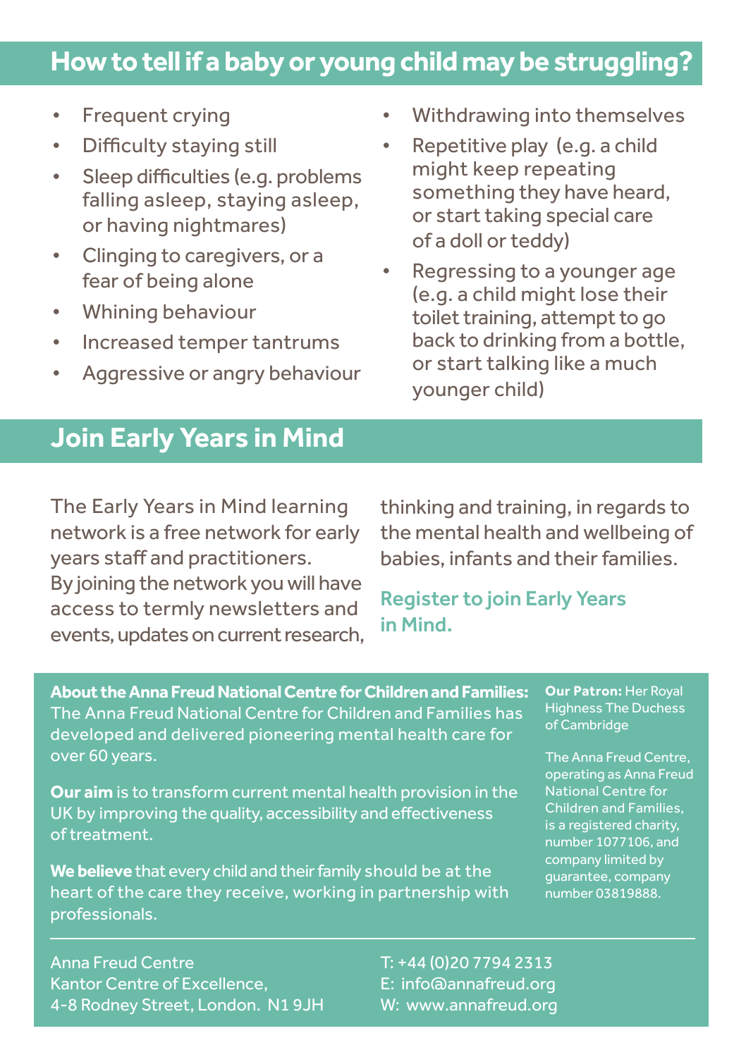## How to tell if a baby or young child may be struggling?

- Frequent crying
- Difficulty staying still
- Sleep difficulties (e.g. problems falling asleep, staying asleep, or having nightmares)
- Clinging to caregivers, or a fear of being alone
- Whining behaviour
- Increased temper tantrums
- Aggressive or angry behaviour
- Withdrawing into themselves
- Repetitive play (e.g. a child might keep repeating something they have heard, or start taking special care of a doll or teddy)
- Regressing to a younger age (e.g. a child might lose their toilet training, attempt to go back to drinking from a bottle, or start talking like a much younger child)

## Join Early Years in Mind

The Early Years in Mind learning network is a free network for early years staff and practitioners. By joining the network you will have access to termly newsletters and events, updates on current research, thinking and training, in regards to the mental health and wellbeing of babies, infants and their families.

Register to join Early Years in Mind.

**About the Anna Freud National Centre for Children and Families:** The Anna Freud National Centre for Children and Families has developed and delivered pioneering mental health care for over 60 years.

**Our aim** is to transform current mental health provision in the UK by improving the quality, accessibility and effectiveness of treatment.

**We believe** that every child and their family should be at the heart of the care they receive, working in partnership with professionals.

**Our Patron:** Her Royal Highness The Duchess of Cambridge

The Anna Freud Centre, operating as Anna Freud National Centre for Children and Families, is a registered charity, number 1077106, and company limited by guarantee, company number 03819888.

Anna Freud Centre
Kantor Centre of Excellence,
4-8 Rodney Street, London. N1 9JH

T: +44 (0)20 7794 2313
E: info@annafreud.org
W: www.annafreud.org